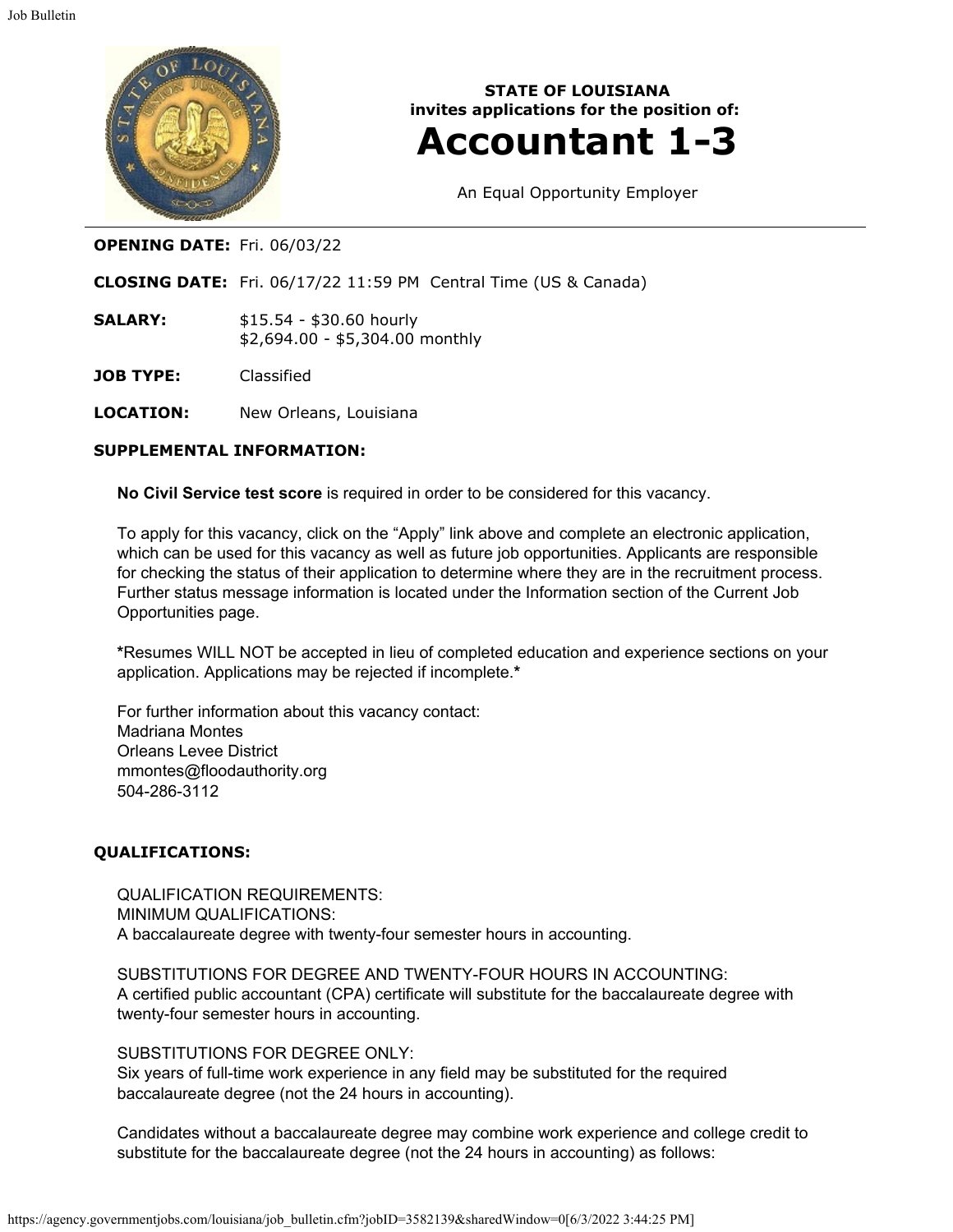**STATE OF LOUISIANA**
**invites applications for the position of:**

# Accountant 1-3

An Equal Opportunity Employer

**OPENING DATE:** Fri. 06/03/22

**CLOSING DATE:** Fri. 06/17/22 11:59 PM Central Time (US & Canada)

**SALARY:** $15.54 - $30.60 hourly
$2,694.00 - $5,304.00 monthly

**JOB TYPE:** Classified

**LOCATION:** New Orleans, Louisiana

### SUPPLEMENTAL INFORMATION:

**No Civil Service test score** is required in order to be considered for this vacancy.

To apply for this vacancy, click on the "Apply" link above and complete an electronic application, which can be used for this vacancy as well as future job opportunities. Applicants are responsible for checking the status of their application to determine where they are in the recruitment process. Further status message information is located under the Information section of the Current Job Opportunities page.

**\***Resumes WILL NOT be accepted in lieu of completed education and experience sections on your application. Applications may be rejected if incomplete.**\***

For further information about this vacancy contact:
Madriana Montes
Orleans Levee District
mmontes@floodauthority.org
504-286-3112

### QUALIFICATIONS:

QUALIFICATION REQUIREMENTS:
MINIMUM QUALIFICATIONS:
A baccalaureate degree with twenty-four semester hours in accounting.

SUBSTITUTIONS FOR DEGREE AND TWENTY-FOUR HOURS IN ACCOUNTING:
A certified public accountant (CPA) certificate will substitute for the baccalaureate degree with twenty-four semester hours in accounting.

SUBSTITUTIONS FOR DEGREE ONLY:
Six years of full-time work experience in any field may be substituted for the required baccalaureate degree (not the 24 hours in accounting).

Candidates without a baccalaureate degree may combine work experience and college credit to substitute for the baccalaureate degree (not the 24 hours in accounting) as follows: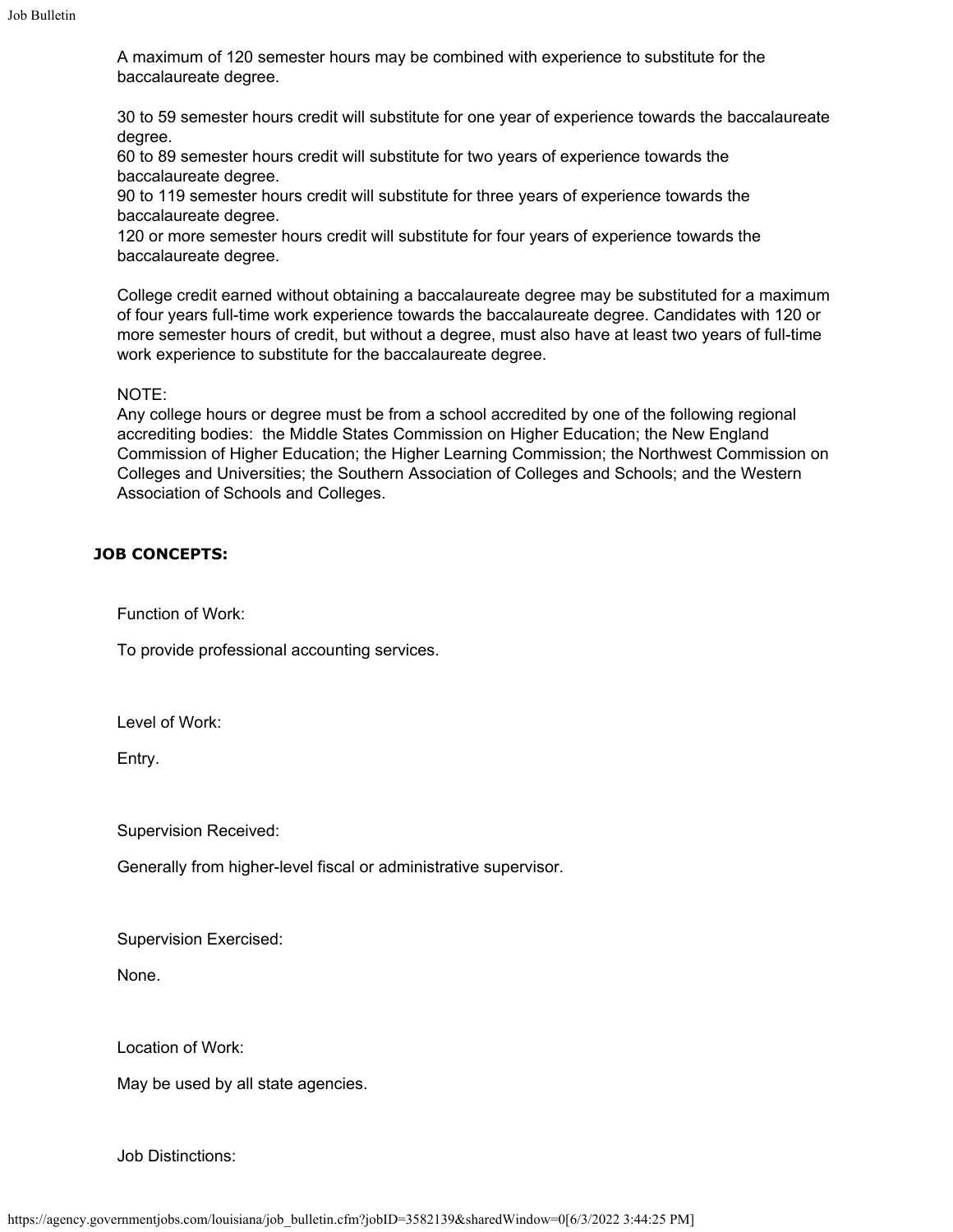A maximum of 120 semester hours may be combined with experience to substitute for the baccalaureate degree.

30 to 59 semester hours credit will substitute for one year of experience towards the baccalaureate degree.
60 to 89 semester hours credit will substitute for two years of experience towards the baccalaureate degree.
90 to 119 semester hours credit will substitute for three years of experience towards the baccalaureate degree.
120 or more semester hours credit will substitute for four years of experience towards the baccalaureate degree.

College credit earned without obtaining a baccalaureate degree may be substituted for a maximum of four years full-time work experience towards the baccalaureate degree. Candidates with 120 or more semester hours of credit, but without a degree, must also have at least two years of full-time work experience to substitute for the baccalaureate degree.

NOTE:
Any college hours or degree must be from a school accredited by one of the following regional accrediting bodies: the Middle States Commission on Higher Education; the New England Commission of Higher Education; the Higher Learning Commission; the Northwest Commission on Colleges and Universities; the Southern Association of Colleges and Schools; and the Western Association of Schools and Colleges.

## JOB CONCEPTS:

Function of Work:

To provide professional accounting services.

Level of Work:

Entry.

Supervision Received:

Generally from higher-level fiscal or administrative supervisor.

Supervision Exercised:

None.

Location of Work:

May be used by all state agencies.

Job Distinctions: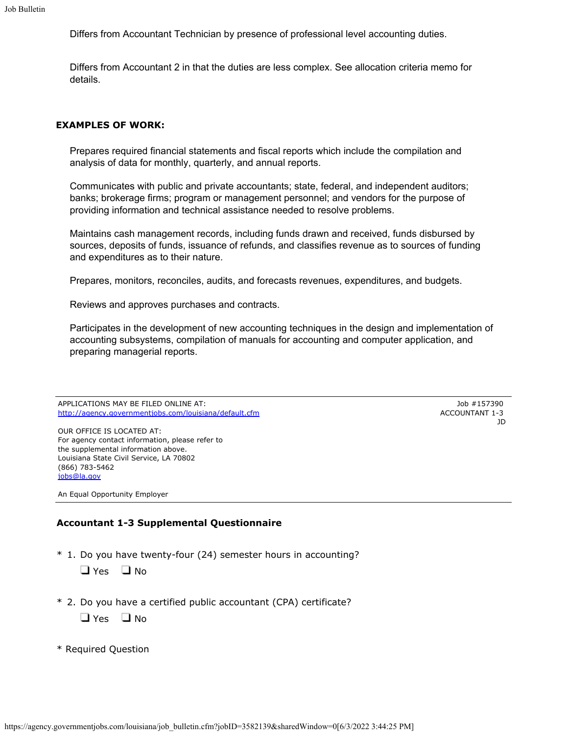Differs from Accountant Technician by presence of professional level accounting duties.

Differs from Accountant 2 in that the duties are less complex. See allocation criteria memo for details.

**EXAMPLES OF WORK:**

Prepares required financial statements and fiscal reports which include the compilation and analysis of data for monthly, quarterly, and annual reports.

Communicates with public and private accountants; state, federal, and independent auditors; banks; brokerage firms; program or management personnel; and vendors for the purpose of providing information and technical assistance needed to resolve problems.

Maintains cash management records, including funds drawn and received, funds disbursed by sources, deposits of funds, issuance of refunds, and classifies revenue as to sources of funding and expenditures as to their nature.

Prepares, monitors, reconciles, audits, and forecasts revenues, expenditures, and budgets.

Reviews and approves purchases and contracts.

Participates in the development of new accounting techniques in the design and implementation of accounting subsystems, compilation of manuals for accounting and computer application, and preparing managerial reports.

---

APPLICATIONS MAY BE FILED ONLINE AT:
[http://agency.governmentjobs.com/louisiana/default.cfm](http://agency.governmentjobs.com/louisiana/default.cfm)

Job #157390
ACCOUNTANT 1-3
JD

OUR OFFICE IS LOCATED AT:
For agency contact information, please refer to the supplemental information above.
Louisiana State Civil Service, LA 70802
(866) 783-5462
[jobs@la.gov](mailto:jobs@la.gov)

An Equal Opportunity Employer

---

### Accountant 1-3 Supplemental Questionnaire

\* 1. Do you have twenty-four (24) semester hours in accounting?

- [ ] Yes
- [ ] No

\* 2. Do you have a certified public accountant (CPA) certificate?

- [ ] Yes
- [ ] No

\* Required Question